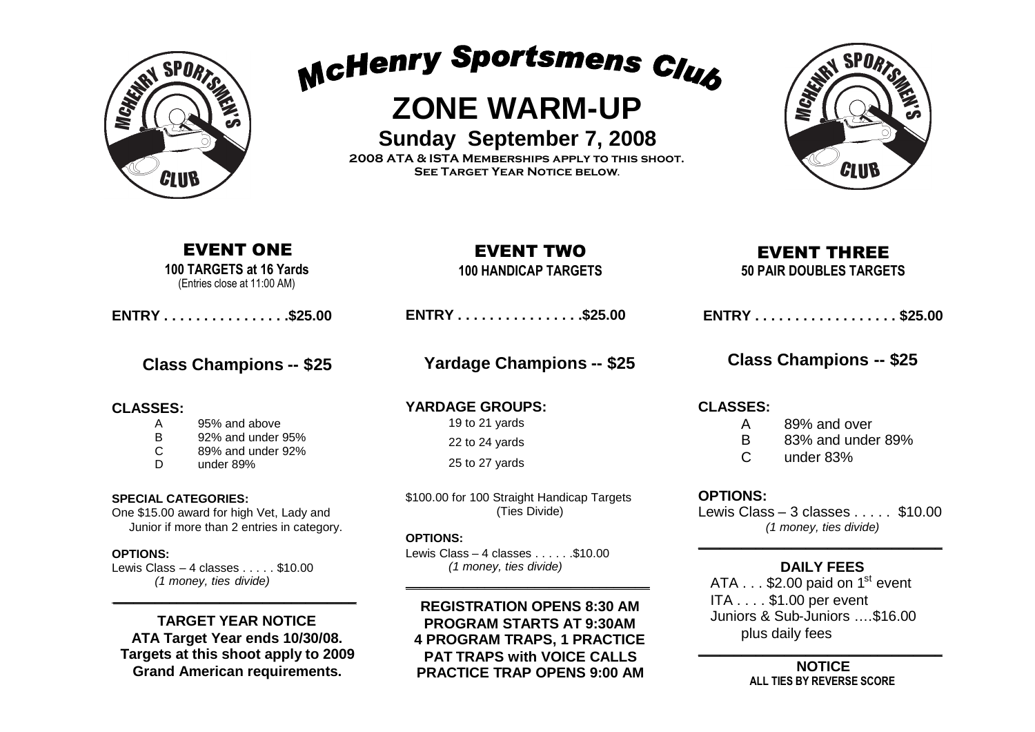# McHenry Sportsmens Club

# ZONE WARM-UP

## Sunday September 7, 2008

**2008 ATA & ISTA Memberships apply to this shoot.**
**See Target Year Notice below.**

## EVENT ONE

**100 TARGETS at 16 Yards**
(Entries close at 11:00 AM)

**ENTRY . . . . . . . . . . . . . . . .$25.00**

### Class Champions -- $25

**CLASSES:**

| | |
|---|---|
| A | 95% and above |
| B | 92% and under 95% |
| C | 89% and under 92% |
| D | under 89% |

**SPECIAL CATEGORIES:**
One $15.00 award for high Vet, Lady and Junior if more than 2 entries in category.

**OPTIONS:**
Lewis Class – 4 classes . . . . . $10.00
*(1 money, ties divide)*

**TARGET YEAR NOTICE**
**ATA Target Year ends 10/30/08.**
**Targets at this shoot apply to 2009 Grand American requirements.**

## EVENT TWO

**100 HANDICAP TARGETS**

**ENTRY . . . . . . . . . . . . . . . .$25.00**

### Yardage Champions -- $25

**YARDAGE GROUPS:**

19 to 21 yards

22 to 24 yards

25 to 27 yards

$100.00 for 100 Straight Handicap Targets (Ties Divide)

**OPTIONS:**
Lewis Class – 4 classes . . . . . .$10.00
*(1 money, ties divide)*

**REGISTRATION OPENS 8:30 AM**
**PROGRAM STARTS AT 9:30AM**
**4 PROGRAM TRAPS, 1 PRACTICE**
**PAT TRAPS with VOICE CALLS**
**PRACTICE TRAP OPENS 9:00 AM**

## EVENT THREE

**50 PAIR DOUBLES TARGETS**

**ENTRY . . . . . . . . . . . . . . . . . . $25.00**

### Class Champions -- $25

**CLASSES:**

| | |
|---|---|
| A | 89% and over |
| B | 83% and under 89% |
| C | under 83% |

**OPTIONS:**
Lewis Class – 3 classes . . . . . $10.00
*(1 money, ties divide)*

**DAILY FEES**

ATA . . . $2.00 paid on 1st event
ITA . . . . $1.00 per event
Juniors & Sub-Juniors ….$16.00 plus daily fees

**NOTICE**
**ALL TIES BY REVERSE SCORE**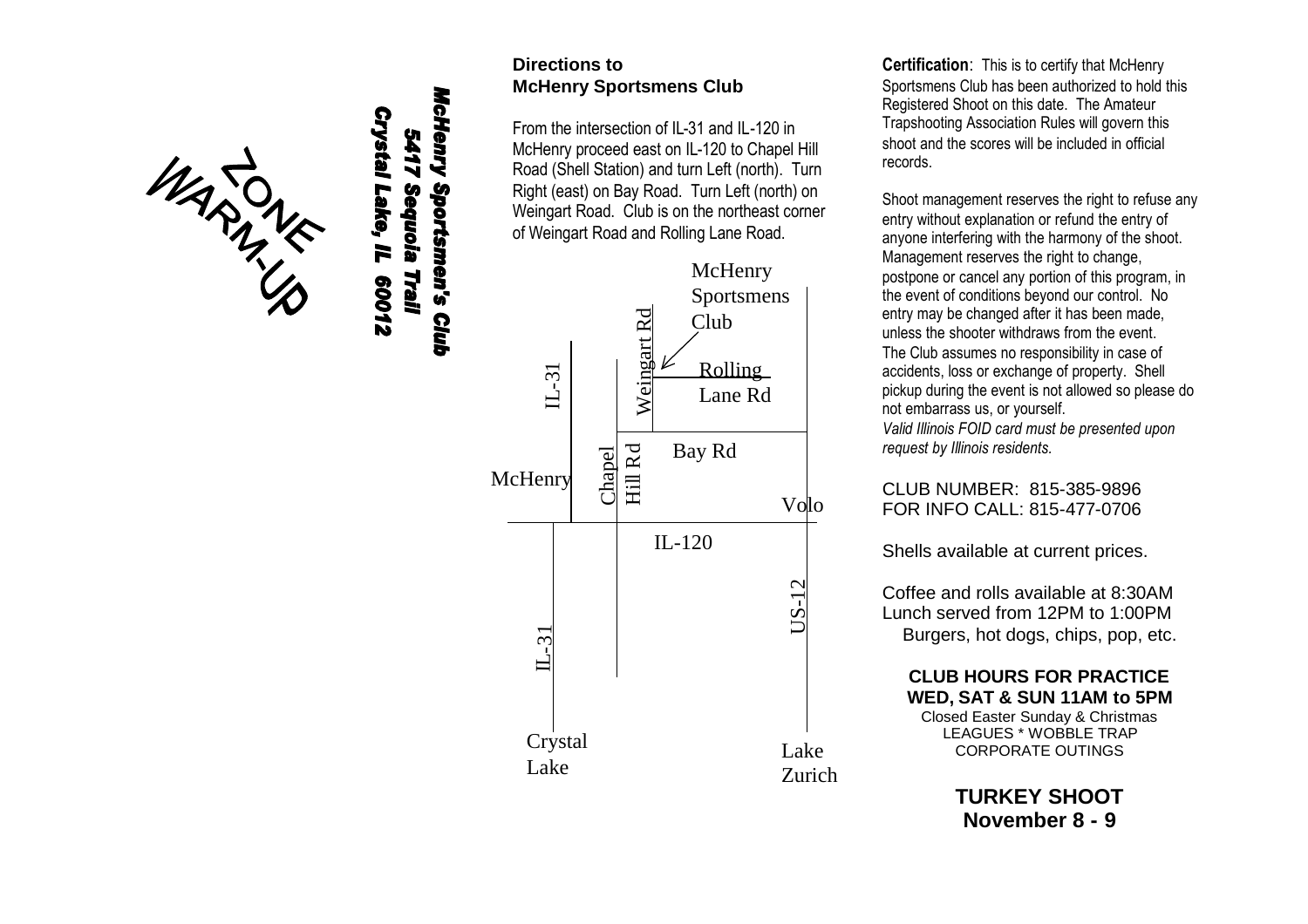ZONE WARM-UP

***McHenry Sportsmen's Club***
***5417 Sequoia Trail***
***Crystal Lake, IL 60012***

**Directions to**
**McHenry Sportsmens Club**

From the intersection of IL-31 and IL-120 in McHenry proceed east on IL-120 to Chapel Hill Road (Shell Station) and turn Left (north). Turn Right (east) on Bay Road. Turn Left (north) on Weingart Road. Club is on the northeast corner of Weingart Road and Rolling Lane Road.

McHenry Sportsmens Club
Weingart Rd
Rolling Lane Rd
IL-31
Bay Rd
McHenry
Chapel Hill Rd
Volo
IL-120
US-12
IL-31
Crystal Lake
Lake Zurich

**Certification**: This is to certify that McHenry Sportsmens Club has been authorized to hold this Registered Shoot on this date. The Amateur Trapshooting Association Rules will govern this shoot and the scores will be included in official records.

Shoot management reserves the right to refuse any entry without explanation or refund the entry of anyone interfering with the harmony of the shoot. Management reserves the right to change, postpone or cancel any portion of this program, in the event of conditions beyond our control. No entry may be changed after it has been made, unless the shooter withdraws from the event. The Club assumes no responsibility in case of accidents, loss or exchange of property. Shell pickup during the event is not allowed so please do not embarrass us, or yourself.
*Valid Illinois FOID card must be presented upon request by Illinois residents.*

CLUB NUMBER: 815-385-9896
FOR INFO CALL: 815-477-0706

Shells available at current prices.

Coffee and rolls available at 8:30AM
Lunch served from 12PM to 1:00PM
Burgers, hot dogs, chips, pop, etc.

**CLUB HOURS FOR PRACTICE**
**WED, SAT & SUN 11AM to 5PM**
Closed Easter Sunday & Christmas
LEAGUES * WOBBLE TRAP
CORPORATE OUTINGS

**TURKEY SHOOT**
**November 8 - 9**